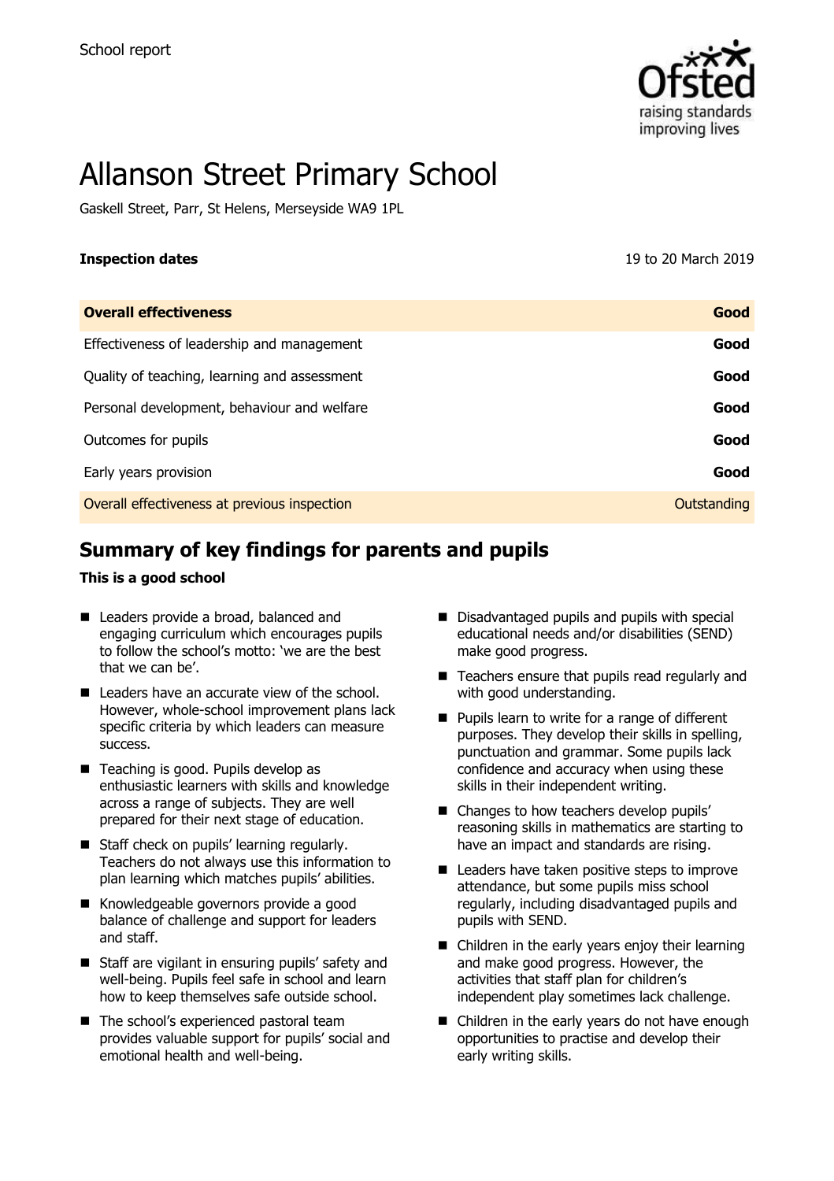School report

# Allanson Street Primary School

Gaskell Street, Parr, St Helens, Merseyside WA9 1PL

| **Inspection dates** | 19 to 20 March 2019 |
| --- | --- |

| **Overall effectiveness** | **Good** |
| --- | --- |
| Effectiveness of leadership and management | **Good** |
| Quality of teaching, learning and assessment | **Good** |
| Personal development, behaviour and welfare | **Good** |
| Outcomes for pupils | **Good** |
| Early years provision | **Good** |
| Overall effectiveness at previous inspection | Outstanding |

## Summary of key findings for parents and pupils

**This is a good school**

- Leaders provide a broad, balanced and engaging curriculum which encourages pupils to follow the school's motto: 'we are the best that we can be'.
- Leaders have an accurate view of the school. However, whole-school improvement plans lack specific criteria by which leaders can measure success.
- Teaching is good. Pupils develop as enthusiastic learners with skills and knowledge across a range of subjects. They are well prepared for their next stage of education.
- Staff check on pupils' learning regularly. Teachers do not always use this information to plan learning which matches pupils' abilities.
- Knowledgeable governors provide a good balance of challenge and support for leaders and staff.
- Staff are vigilant in ensuring pupils' safety and well-being. Pupils feel safe in school and learn how to keep themselves safe outside school.
- The school's experienced pastoral team provides valuable support for pupils' social and emotional health and well-being.
- Disadvantaged pupils and pupils with special educational needs and/or disabilities (SEND) make good progress.
- Teachers ensure that pupils read regularly and with good understanding.
- Pupils learn to write for a range of different purposes. They develop their skills in spelling, punctuation and grammar. Some pupils lack confidence and accuracy when using these skills in their independent writing.
- Changes to how teachers develop pupils' reasoning skills in mathematics are starting to have an impact and standards are rising.
- Leaders have taken positive steps to improve attendance, but some pupils miss school regularly, including disadvantaged pupils and pupils with SEND.
- Children in the early years enjoy their learning and make good progress. However, the activities that staff plan for children's independent play sometimes lack challenge.
- Children in the early years do not have enough opportunities to practise and develop their early writing skills.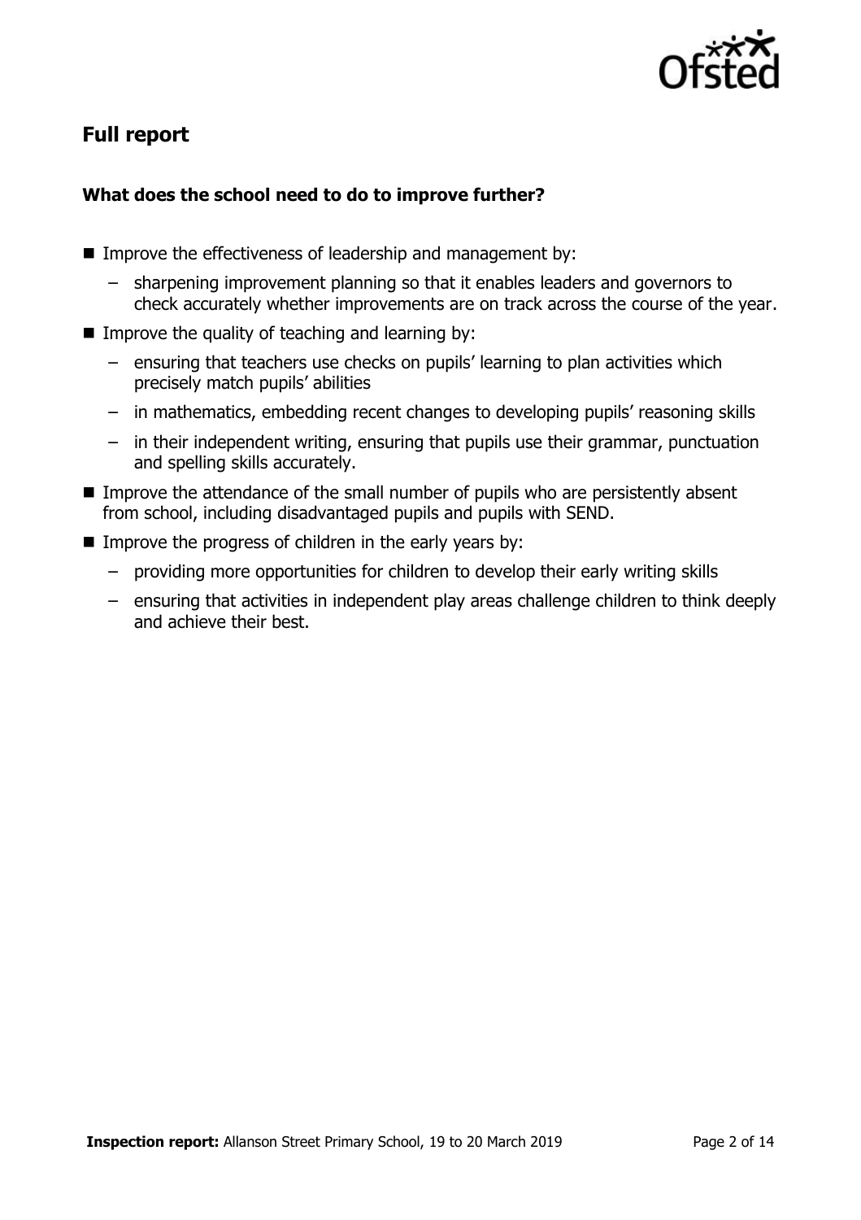## Full report

### What does the school need to do to improve further?

- Improve the effectiveness of leadership and management by:
  - sharpening improvement planning so that it enables leaders and governors to check accurately whether improvements are on track across the course of the year.
- Improve the quality of teaching and learning by:
  - ensuring that teachers use checks on pupils' learning to plan activities which precisely match pupils' abilities
  - in mathematics, embedding recent changes to developing pupils' reasoning skills
  - in their independent writing, ensuring that pupils use their grammar, punctuation and spelling skills accurately.
- Improve the attendance of the small number of pupils who are persistently absent from school, including disadvantaged pupils and pupils with SEND.
- Improve the progress of children in the early years by:
  - providing more opportunities for children to develop their early writing skills
  - ensuring that activities in independent play areas challenge children to think deeply and achieve their best.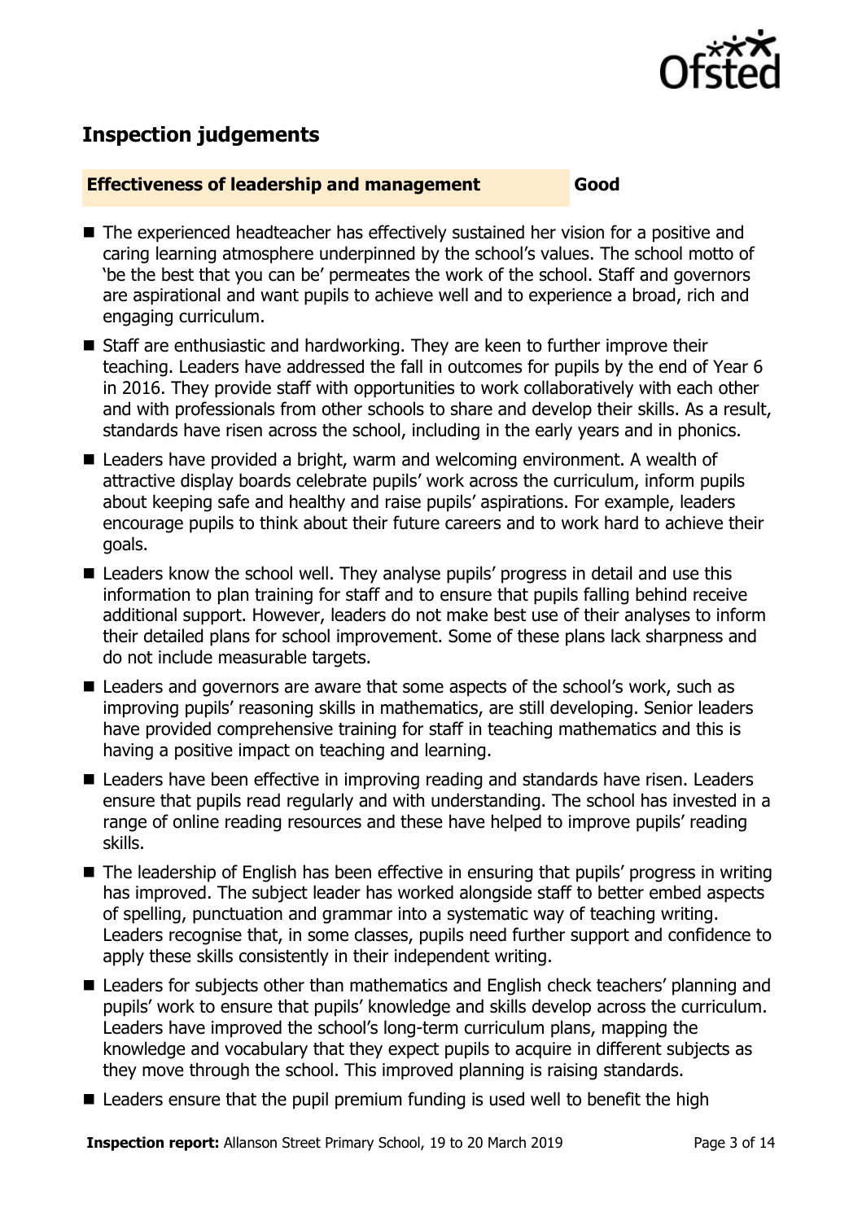## Inspection judgements

**Effectiveness of leadership and management** **Good**

- The experienced headteacher has effectively sustained her vision for a positive and caring learning atmosphere underpinned by the school's values. The school motto of 'be the best that you can be' permeates the work of the school. Staff and governors are aspirational and want pupils to achieve well and to experience a broad, rich and engaging curriculum.
- Staff are enthusiastic and hardworking. They are keen to further improve their teaching. Leaders have addressed the fall in outcomes for pupils by the end of Year 6 in 2016. They provide staff with opportunities to work collaboratively with each other and with professionals from other schools to share and develop their skills. As a result, standards have risen across the school, including in the early years and in phonics.
- Leaders have provided a bright, warm and welcoming environment. A wealth of attractive display boards celebrate pupils' work across the curriculum, inform pupils about keeping safe and healthy and raise pupils' aspirations. For example, leaders encourage pupils to think about their future careers and to work hard to achieve their goals.
- Leaders know the school well. They analyse pupils' progress in detail and use this information to plan training for staff and to ensure that pupils falling behind receive additional support. However, leaders do not make best use of their analyses to inform their detailed plans for school improvement. Some of these plans lack sharpness and do not include measurable targets.
- Leaders and governors are aware that some aspects of the school's work, such as improving pupils' reasoning skills in mathematics, are still developing. Senior leaders have provided comprehensive training for staff in teaching mathematics and this is having a positive impact on teaching and learning.
- Leaders have been effective in improving reading and standards have risen. Leaders ensure that pupils read regularly and with understanding. The school has invested in a range of online reading resources and these have helped to improve pupils' reading skills.
- The leadership of English has been effective in ensuring that pupils' progress in writing has improved. The subject leader has worked alongside staff to better embed aspects of spelling, punctuation and grammar into a systematic way of teaching writing. Leaders recognise that, in some classes, pupils need further support and confidence to apply these skills consistently in their independent writing.
- Leaders for subjects other than mathematics and English check teachers' planning and pupils' work to ensure that pupils' knowledge and skills develop across the curriculum. Leaders have improved the school's long-term curriculum plans, mapping the knowledge and vocabulary that they expect pupils to acquire in different subjects as they move through the school. This improved planning is raising standards.
- Leaders ensure that the pupil premium funding is used well to benefit the high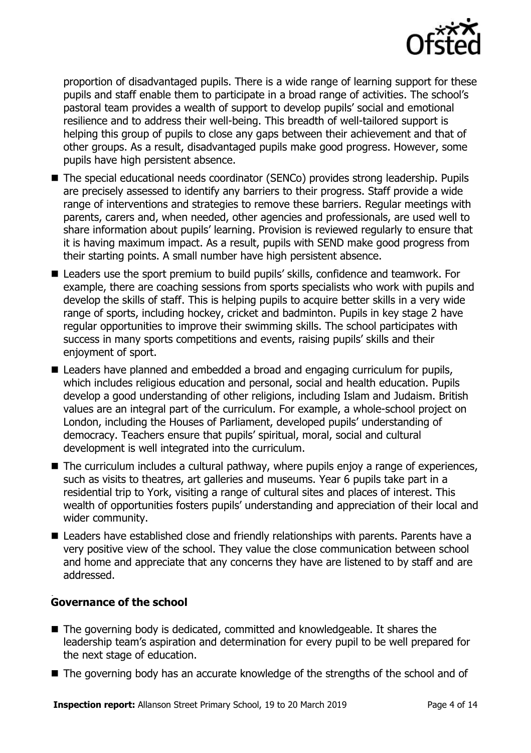proportion of disadvantaged pupils. There is a wide range of learning support for these pupils and staff enable them to participate in a broad range of activities. The school's pastoral team provides a wealth of support to develop pupils' social and emotional resilience and to address their well-being. This breadth of well-tailored support is helping this group of pupils to close any gaps between their achievement and that of other groups. As a result, disadvantaged pupils make good progress. However, some pupils have high persistent absence.

- The special educational needs coordinator (SENCo) provides strong leadership. Pupils are precisely assessed to identify any barriers to their progress. Staff provide a wide range of interventions and strategies to remove these barriers. Regular meetings with parents, carers and, when needed, other agencies and professionals, are used well to share information about pupils' learning. Provision is reviewed regularly to ensure that it is having maximum impact. As a result, pupils with SEND make good progress from their starting points. A small number have high persistent absence.
- Leaders use the sport premium to build pupils' skills, confidence and teamwork. For example, there are coaching sessions from sports specialists who work with pupils and develop the skills of staff. This is helping pupils to acquire better skills in a very wide range of sports, including hockey, cricket and badminton. Pupils in key stage 2 have regular opportunities to improve their swimming skills. The school participates with success in many sports competitions and events, raising pupils' skills and their enjoyment of sport.
- Leaders have planned and embedded a broad and engaging curriculum for pupils, which includes religious education and personal, social and health education. Pupils develop a good understanding of other religions, including Islam and Judaism. British values are an integral part of the curriculum. For example, a whole-school project on London, including the Houses of Parliament, developed pupils' understanding of democracy. Teachers ensure that pupils' spiritual, moral, social and cultural development is well integrated into the curriculum.
- The curriculum includes a cultural pathway, where pupils enjoy a range of experiences, such as visits to theatres, art galleries and museums. Year 6 pupils take part in a residential trip to York, visiting a range of cultural sites and places of interest. This wealth of opportunities fosters pupils' understanding and appreciation of their local and wider community.
- Leaders have established close and friendly relationships with parents. Parents have a very positive view of the school. They value the close communication between school and home and appreciate that any concerns they have are listened to by staff and are addressed.

### Governance of the school

- The governing body is dedicated, committed and knowledgeable. It shares the leadership team's aspiration and determination for every pupil to be well prepared for the next stage of education.
- The governing body has an accurate knowledge of the strengths of the school and of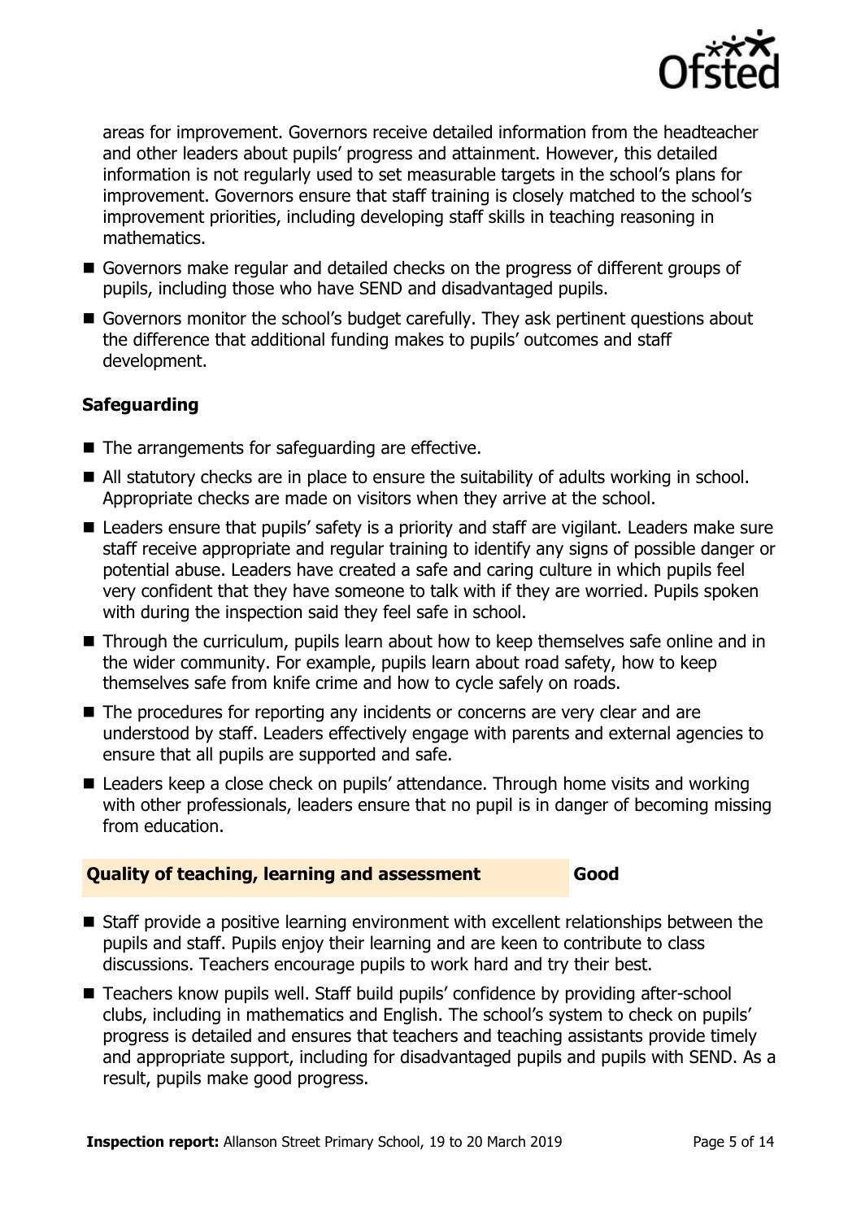areas for improvement. Governors receive detailed information from the headteacher and other leaders about pupils' progress and attainment. However, this detailed information is not regularly used to set measurable targets in the school's plans for improvement. Governors ensure that staff training is closely matched to the school's improvement priorities, including developing staff skills in teaching reasoning in mathematics.

- Governors make regular and detailed checks on the progress of different groups of pupils, including those who have SEND and disadvantaged pupils.
- Governors monitor the school's budget carefully. They ask pertinent questions about the difference that additional funding makes to pupils' outcomes and staff development.

### Safeguarding

- The arrangements for safeguarding are effective.
- All statutory checks are in place to ensure the suitability of adults working in school. Appropriate checks are made on visitors when they arrive at the school.
- Leaders ensure that pupils' safety is a priority and staff are vigilant. Leaders make sure staff receive appropriate and regular training to identify any signs of possible danger or potential abuse. Leaders have created a safe and caring culture in which pupils feel very confident that they have someone to talk with if they are worried. Pupils spoken with during the inspection said they feel safe in school.
- Through the curriculum, pupils learn about how to keep themselves safe online and in the wider community. For example, pupils learn about road safety, how to keep themselves safe from knife crime and how to cycle safely on roads.
- The procedures for reporting any incidents or concerns are very clear and are understood by staff. Leaders effectively engage with parents and external agencies to ensure that all pupils are supported and safe.
- Leaders keep a close check on pupils' attendance. Through home visits and working with other professionals, leaders ensure that no pupil is in danger of becoming missing from education.

## Quality of teaching, learning and assessment — Good

- Staff provide a positive learning environment with excellent relationships between the pupils and staff. Pupils enjoy their learning and are keen to contribute to class discussions. Teachers encourage pupils to work hard and try their best.
- Teachers know pupils well. Staff build pupils' confidence by providing after-school clubs, including in mathematics and English. The school's system to check on pupils' progress is detailed and ensures that teachers and teaching assistants provide timely and appropriate support, including for disadvantaged pupils and pupils with SEND. As a result, pupils make good progress.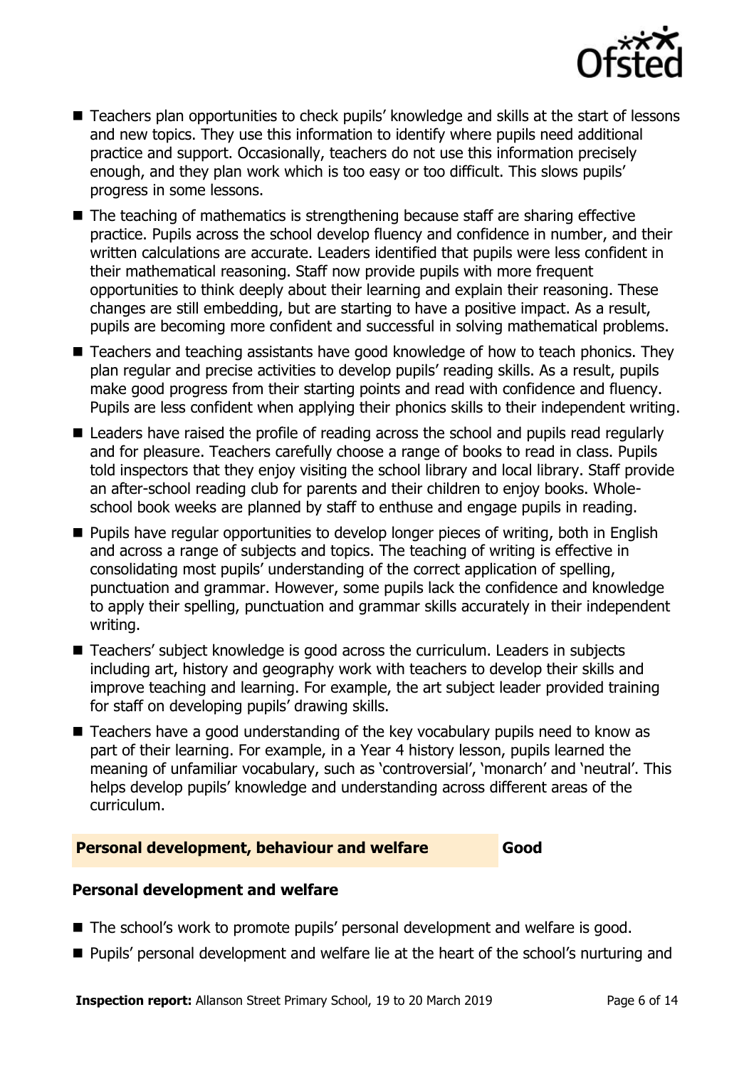- Teachers plan opportunities to check pupils' knowledge and skills at the start of lessons and new topics. They use this information to identify where pupils need additional practice and support. Occasionally, teachers do not use this information precisely enough, and they plan work which is too easy or too difficult. This slows pupils' progress in some lessons.
- The teaching of mathematics is strengthening because staff are sharing effective practice. Pupils across the school develop fluency and confidence in number, and their written calculations are accurate. Leaders identified that pupils were less confident in their mathematical reasoning. Staff now provide pupils with more frequent opportunities to think deeply about their learning and explain their reasoning. These changes are still embedding, but are starting to have a positive impact. As a result, pupils are becoming more confident and successful in solving mathematical problems.
- Teachers and teaching assistants have good knowledge of how to teach phonics. They plan regular and precise activities to develop pupils' reading skills. As a result, pupils make good progress from their starting points and read with confidence and fluency. Pupils are less confident when applying their phonics skills to their independent writing.
- Leaders have raised the profile of reading across the school and pupils read regularly and for pleasure. Teachers carefully choose a range of books to read in class. Pupils told inspectors that they enjoy visiting the school library and local library. Staff provide an after-school reading club for parents and their children to enjoy books. Whole-school book weeks are planned by staff to enthuse and engage pupils in reading.
- Pupils have regular opportunities to develop longer pieces of writing, both in English and across a range of subjects and topics. The teaching of writing is effective in consolidating most pupils' understanding of the correct application of spelling, punctuation and grammar. However, some pupils lack the confidence and knowledge to apply their spelling, punctuation and grammar skills accurately in their independent writing.
- Teachers' subject knowledge is good across the curriculum. Leaders in subjects including art, history and geography work with teachers to develop their skills and improve teaching and learning. For example, the art subject leader provided training for staff on developing pupils' drawing skills.
- Teachers have a good understanding of the key vocabulary pupils need to know as part of their learning. For example, in a Year 4 history lesson, pupils learned the meaning of unfamiliar vocabulary, such as 'controversial', 'monarch' and 'neutral'. This helps develop pupils' knowledge and understanding across different areas of the curriculum.

## Personal development, behaviour and welfare — Good

### Personal development and welfare

- The school's work to promote pupils' personal development and welfare is good.
- Pupils' personal development and welfare lie at the heart of the school's nurturing and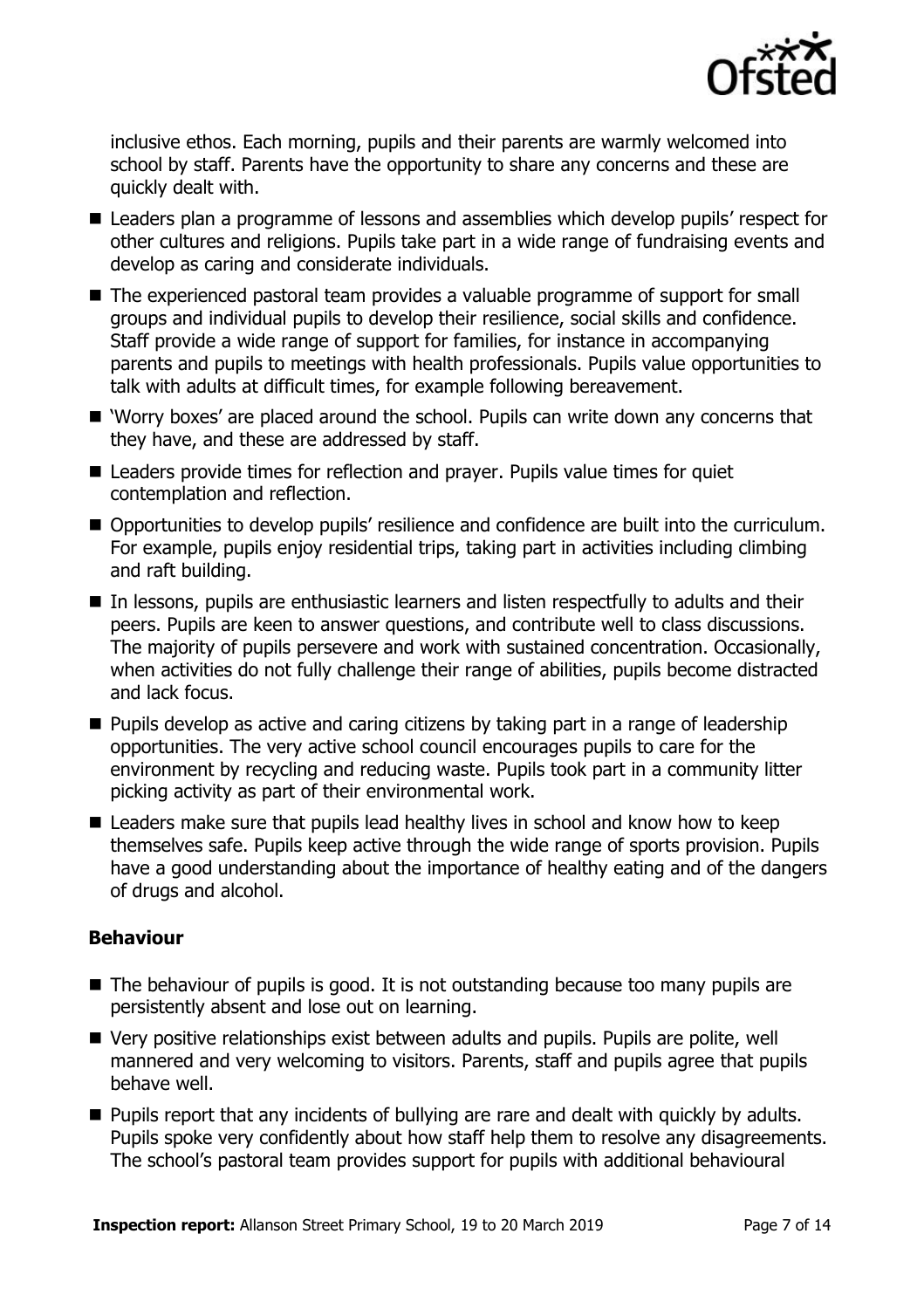inclusive ethos. Each morning, pupils and their parents are warmly welcomed into school by staff. Parents have the opportunity to share any concerns and these are quickly dealt with.

- Leaders plan a programme of lessons and assemblies which develop pupils' respect for other cultures and religions. Pupils take part in a wide range of fundraising events and develop as caring and considerate individuals.
- The experienced pastoral team provides a valuable programme of support for small groups and individual pupils to develop their resilience, social skills and confidence. Staff provide a wide range of support for families, for instance in accompanying parents and pupils to meetings with health professionals. Pupils value opportunities to talk with adults at difficult times, for example following bereavement.
- 'Worry boxes' are placed around the school. Pupils can write down any concerns that they have, and these are addressed by staff.
- Leaders provide times for reflection and prayer. Pupils value times for quiet contemplation and reflection.
- Opportunities to develop pupils' resilience and confidence are built into the curriculum. For example, pupils enjoy residential trips, taking part in activities including climbing and raft building.
- In lessons, pupils are enthusiastic learners and listen respectfully to adults and their peers. Pupils are keen to answer questions, and contribute well to class discussions. The majority of pupils persevere and work with sustained concentration. Occasionally, when activities do not fully challenge their range of abilities, pupils become distracted and lack focus.
- Pupils develop as active and caring citizens by taking part in a range of leadership opportunities. The very active school council encourages pupils to care for the environment by recycling and reducing waste. Pupils took part in a community litter picking activity as part of their environmental work.
- Leaders make sure that pupils lead healthy lives in school and know how to keep themselves safe. Pupils keep active through the wide range of sports provision. Pupils have a good understanding about the importance of healthy eating and of the dangers of drugs and alcohol.

### Behaviour

- The behaviour of pupils is good. It is not outstanding because too many pupils are persistently absent and lose out on learning.
- Very positive relationships exist between adults and pupils. Pupils are polite, well mannered and very welcoming to visitors. Parents, staff and pupils agree that pupils behave well.
- Pupils report that any incidents of bullying are rare and dealt with quickly by adults. Pupils spoke very confidently about how staff help them to resolve any disagreements. The school's pastoral team provides support for pupils with additional behavioural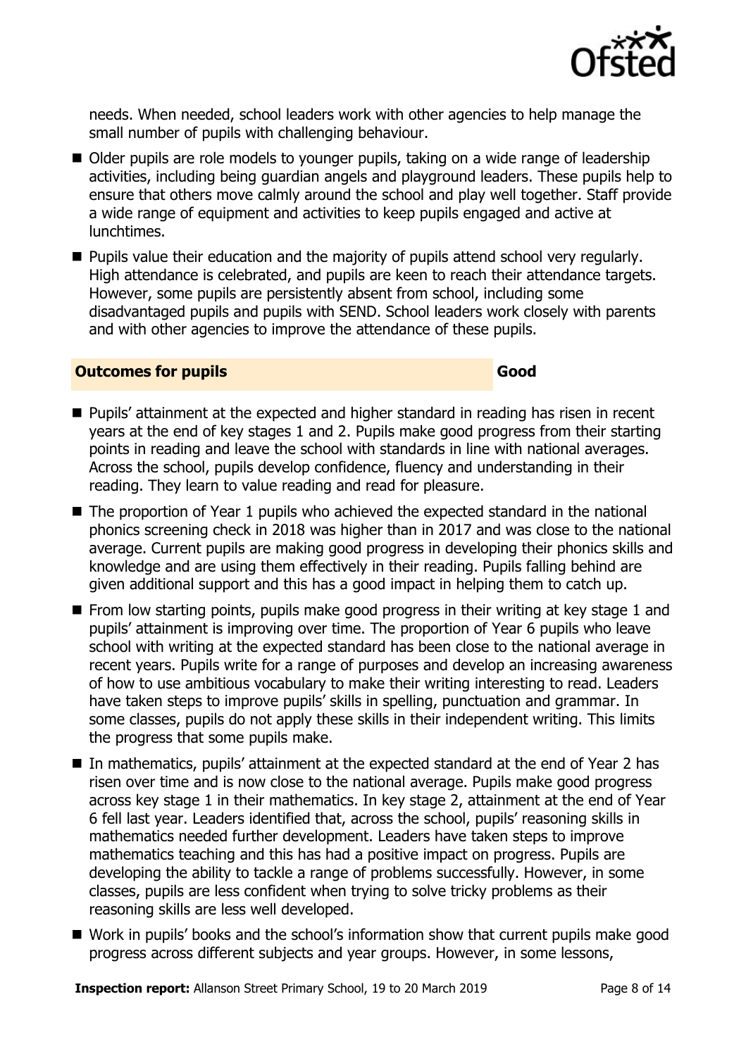needs. When needed, school leaders work with other agencies to help manage the small number of pupils with challenging behaviour.

- Older pupils are role models to younger pupils, taking on a wide range of leadership activities, including being guardian angels and playground leaders. These pupils help to ensure that others move calmly around the school and play well together. Staff provide a wide range of equipment and activities to keep pupils engaged and active at lunchtimes.
- Pupils value their education and the majority of pupils attend school very regularly. High attendance is celebrated, and pupils are keen to reach their attendance targets. However, some pupils are persistently absent from school, including some disadvantaged pupils and pupils with SEND. School leaders work closely with parents and with other agencies to improve the attendance of these pupils.

## Outcomes for pupils — Good

- Pupils' attainment at the expected and higher standard in reading has risen in recent years at the end of key stages 1 and 2. Pupils make good progress from their starting points in reading and leave the school with standards in line with national averages. Across the school, pupils develop confidence, fluency and understanding in their reading. They learn to value reading and read for pleasure.
- The proportion of Year 1 pupils who achieved the expected standard in the national phonics screening check in 2018 was higher than in 2017 and was close to the national average. Current pupils are making good progress in developing their phonics skills and knowledge and are using them effectively in their reading. Pupils falling behind are given additional support and this has a good impact in helping them to catch up.
- From low starting points, pupils make good progress in their writing at key stage 1 and pupils' attainment is improving over time. The proportion of Year 6 pupils who leave school with writing at the expected standard has been close to the national average in recent years. Pupils write for a range of purposes and develop an increasing awareness of how to use ambitious vocabulary to make their writing interesting to read. Leaders have taken steps to improve pupils' skills in spelling, punctuation and grammar. In some classes, pupils do not apply these skills in their independent writing. This limits the progress that some pupils make.
- In mathematics, pupils' attainment at the expected standard at the end of Year 2 has risen over time and is now close to the national average. Pupils make good progress across key stage 1 in their mathematics. In key stage 2, attainment at the end of Year 6 fell last year. Leaders identified that, across the school, pupils' reasoning skills in mathematics needed further development. Leaders have taken steps to improve mathematics teaching and this has had a positive impact on progress. Pupils are developing the ability to tackle a range of problems successfully. However, in some classes, pupils are less confident when trying to solve tricky problems as their reasoning skills are less well developed.
- Work in pupils' books and the school's information show that current pupils make good progress across different subjects and year groups. However, in some lessons,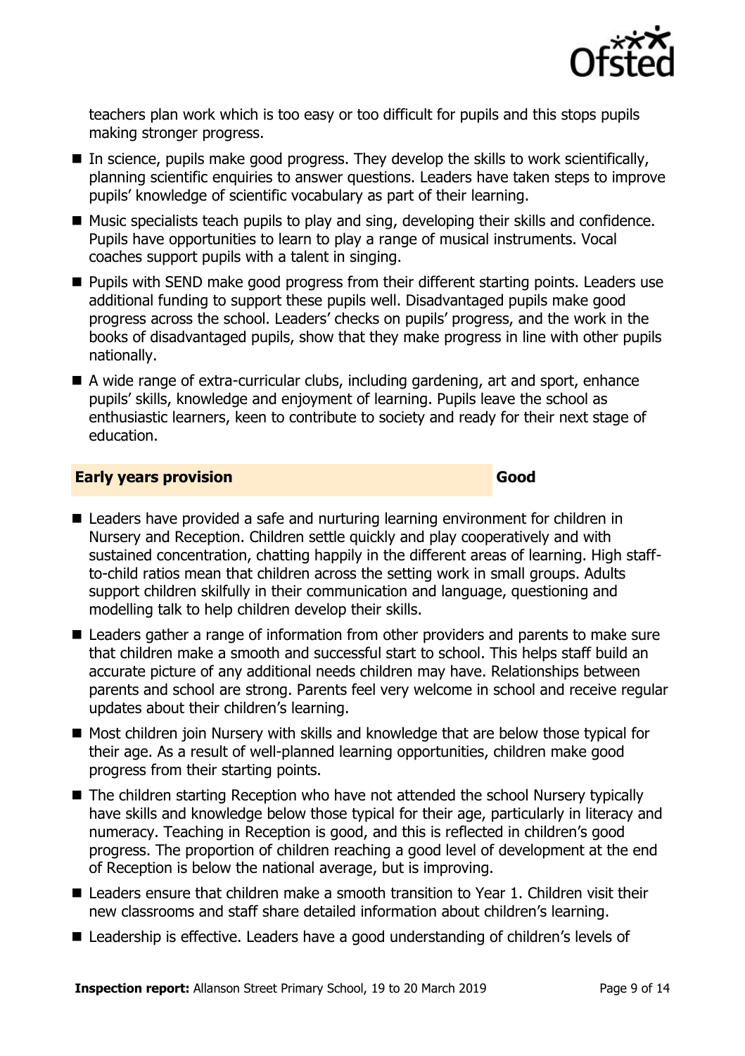teachers plan work which is too easy or too difficult for pupils and this stops pupils making stronger progress.

- In science, pupils make good progress. They develop the skills to work scientifically, planning scientific enquiries to answer questions. Leaders have taken steps to improve pupils' knowledge of scientific vocabulary as part of their learning.
- Music specialists teach pupils to play and sing, developing their skills and confidence. Pupils have opportunities to learn to play a range of musical instruments. Vocal coaches support pupils with a talent in singing.
- Pupils with SEND make good progress from their different starting points. Leaders use additional funding to support these pupils well. Disadvantaged pupils make good progress across the school. Leaders' checks on pupils' progress, and the work in the books of disadvantaged pupils, show that they make progress in line with other pupils nationally.
- A wide range of extra-curricular clubs, including gardening, art and sport, enhance pupils' skills, knowledge and enjoyment of learning. Pupils leave the school as enthusiastic learners, keen to contribute to society and ready for their next stage of education.

## Early years provision — Good

- Leaders have provided a safe and nurturing learning environment for children in Nursery and Reception. Children settle quickly and play cooperatively and with sustained concentration, chatting happily in the different areas of learning. High staff-to-child ratios mean that children across the setting work in small groups. Adults support children skilfully in their communication and language, questioning and modelling talk to help children develop their skills.
- Leaders gather a range of information from other providers and parents to make sure that children make a smooth and successful start to school. This helps staff build an accurate picture of any additional needs children may have. Relationships between parents and school are strong. Parents feel very welcome in school and receive regular updates about their children's learning.
- Most children join Nursery with skills and knowledge that are below those typical for their age. As a result of well-planned learning opportunities, children make good progress from their starting points.
- The children starting Reception who have not attended the school Nursery typically have skills and knowledge below those typical for their age, particularly in literacy and numeracy. Teaching in Reception is good, and this is reflected in children's good progress. The proportion of children reaching a good level of development at the end of Reception is below the national average, but is improving.
- Leaders ensure that children make a smooth transition to Year 1. Children visit their new classrooms and staff share detailed information about children's learning.
- Leadership is effective. Leaders have a good understanding of children's levels of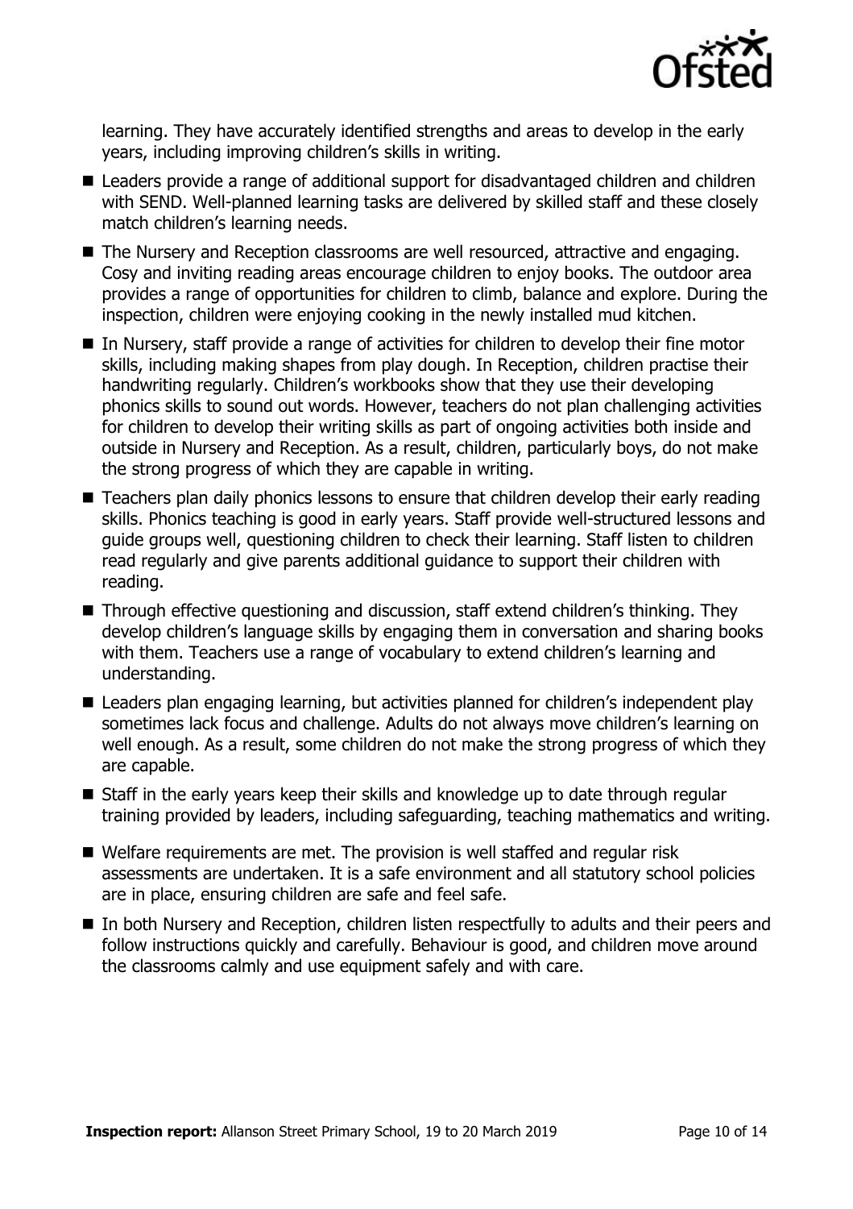learning. They have accurately identified strengths and areas to develop in the early years, including improving children's skills in writing.

- Leaders provide a range of additional support for disadvantaged children and children with SEND. Well-planned learning tasks are delivered by skilled staff and these closely match children's learning needs.
- The Nursery and Reception classrooms are well resourced, attractive and engaging. Cosy and inviting reading areas encourage children to enjoy books. The outdoor area provides a range of opportunities for children to climb, balance and explore. During the inspection, children were enjoying cooking in the newly installed mud kitchen.
- In Nursery, staff provide a range of activities for children to develop their fine motor skills, including making shapes from play dough. In Reception, children practise their handwriting regularly. Children's workbooks show that they use their developing phonics skills to sound out words. However, teachers do not plan challenging activities for children to develop their writing skills as part of ongoing activities both inside and outside in Nursery and Reception. As a result, children, particularly boys, do not make the strong progress of which they are capable in writing.
- Teachers plan daily phonics lessons to ensure that children develop their early reading skills. Phonics teaching is good in early years. Staff provide well-structured lessons and guide groups well, questioning children to check their learning. Staff listen to children read regularly and give parents additional guidance to support their children with reading.
- Through effective questioning and discussion, staff extend children's thinking. They develop children's language skills by engaging them in conversation and sharing books with them. Teachers use a range of vocabulary to extend children's learning and understanding.
- Leaders plan engaging learning, but activities planned for children's independent play sometimes lack focus and challenge. Adults do not always move children's learning on well enough. As a result, some children do not make the strong progress of which they are capable.
- Staff in the early years keep their skills and knowledge up to date through regular training provided by leaders, including safeguarding, teaching mathematics and writing.
- Welfare requirements are met. The provision is well staffed and regular risk assessments are undertaken. It is a safe environment and all statutory school policies are in place, ensuring children are safe and feel safe.
- In both Nursery and Reception, children listen respectfully to adults and their peers and follow instructions quickly and carefully. Behaviour is good, and children move around the classrooms calmly and use equipment safely and with care.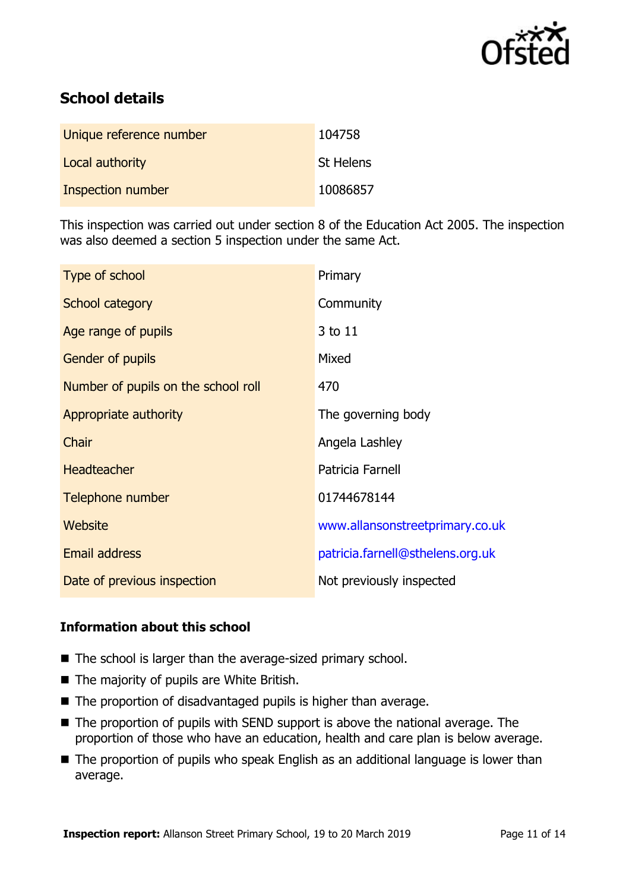## School details

| | |
|---|---|
| Unique reference number | 104758 |
| Local authority | St Helens |
| Inspection number | 10086857 |

This inspection was carried out under section 8 of the Education Act 2005. The inspection was also deemed a section 5 inspection under the same Act.

| | |
|---|---|
| Type of school | Primary |
| School category | Community |
| Age range of pupils | 3 to 11 |
| Gender of pupils | Mixed |
| Number of pupils on the school roll | 470 |
| Appropriate authority | The governing body |
| Chair | Angela Lashley |
| Headteacher | Patricia Farnell |
| Telephone number | 01744678144 |
| Website | www.allansonstreetprimary.co.uk |
| Email address | patricia.farnell@sthelens.org.uk |
| Date of previous inspection | Not previously inspected |

### Information about this school

- The school is larger than the average-sized primary school.
- The majority of pupils are White British.
- The proportion of disadvantaged pupils is higher than average.
- The proportion of pupils with SEND support is above the national average. The proportion of those who have an education, health and care plan is below average.
- The proportion of pupils who speak English as an additional language is lower than average.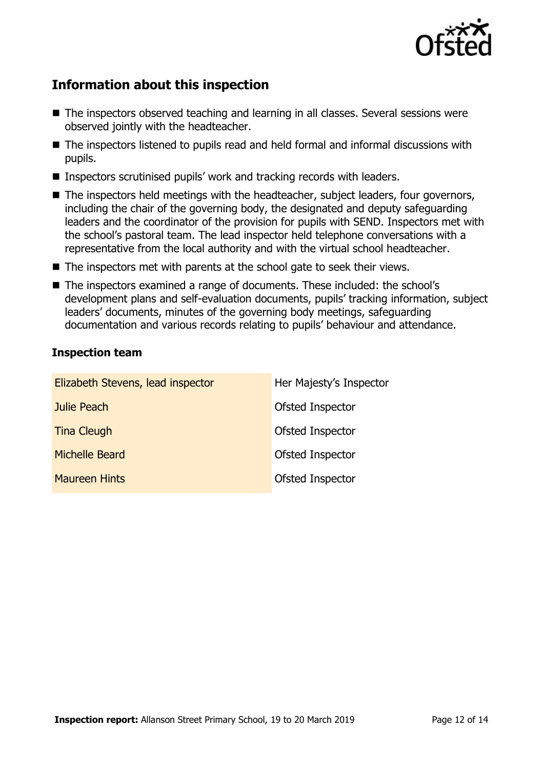## Information about this inspection

- The inspectors observed teaching and learning in all classes. Several sessions were observed jointly with the headteacher.
- The inspectors listened to pupils read and held formal and informal discussions with pupils.
- Inspectors scrutinised pupils' work and tracking records with leaders.
- The inspectors held meetings with the headteacher, subject leaders, four governors, including the chair of the governing body, the designated and deputy safeguarding leaders and the coordinator of the provision for pupils with SEND. Inspectors met with the school's pastoral team. The lead inspector held telephone conversations with a representative from the local authority and with the virtual school headteacher.
- The inspectors met with parents at the school gate to seek their views.
- The inspectors examined a range of documents. These included: the school's development plans and self-evaluation documents, pupils' tracking information, subject leaders' documents, minutes of the governing body meetings, safeguarding documentation and various records relating to pupils' behaviour and attendance.

### Inspection team

| | |
|---|---|
| Elizabeth Stevens, lead inspector | Her Majesty's Inspector |
| Julie Peach | Ofsted Inspector |
| Tina Cleugh | Ofsted Inspector |
| Michelle Beard | Ofsted Inspector |
| Maureen Hints | Ofsted Inspector |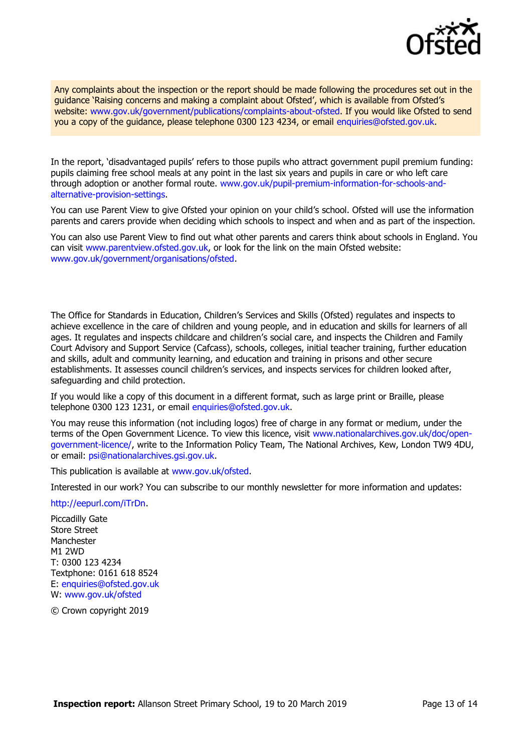Any complaints about the inspection or the report should be made following the procedures set out in the guidance 'Raising concerns and making a complaint about Ofsted', which is available from Ofsted's website: www.gov.uk/government/publications/complaints-about-ofsted. If you would like Ofsted to send you a copy of the guidance, please telephone 0300 123 4234, or email enquiries@ofsted.gov.uk.

In the report, 'disadvantaged pupils' refers to those pupils who attract government pupil premium funding: pupils claiming free school meals at any point in the last six years and pupils in care or who left care through adoption or another formal route. www.gov.uk/pupil-premium-information-for-schools-and-alternative-provision-settings.

You can use Parent View to give Ofsted your opinion on your child's school. Ofsted will use the information parents and carers provide when deciding which schools to inspect and when and as part of the inspection.

You can also use Parent View to find out what other parents and carers think about schools in England. You can visit www.parentview.ofsted.gov.uk, or look for the link on the main Ofsted website: www.gov.uk/government/organisations/ofsted.

The Office for Standards in Education, Children's Services and Skills (Ofsted) regulates and inspects to achieve excellence in the care of children and young people, and in education and skills for learners of all ages. It regulates and inspects childcare and children's social care, and inspects the Children and Family Court Advisory and Support Service (Cafcass), schools, colleges, initial teacher training, further education and skills, adult and community learning, and education and training in prisons and other secure establishments. It assesses council children's services, and inspects services for children looked after, safeguarding and child protection.

If you would like a copy of this document in a different format, such as large print or Braille, please telephone 0300 123 1231, or email enquiries@ofsted.gov.uk.

You may reuse this information (not including logos) free of charge in any format or medium, under the terms of the Open Government Licence. To view this licence, visit www.nationalarchives.gov.uk/doc/open-government-licence/, write to the Information Policy Team, The National Archives, Kew, London TW9 4DU, or email: psi@nationalarchives.gsi.gov.uk.

This publication is available at www.gov.uk/ofsted.

Interested in our work? You can subscribe to our monthly newsletter for more information and updates:

http://eepurl.com/iTrDn.

Piccadilly Gate
Store Street
Manchester
M1 2WD
T: 0300 123 4234
Textphone: 0161 618 8524
E: enquiries@ofsted.gov.uk
W: www.gov.uk/ofsted

© Crown copyright 2019